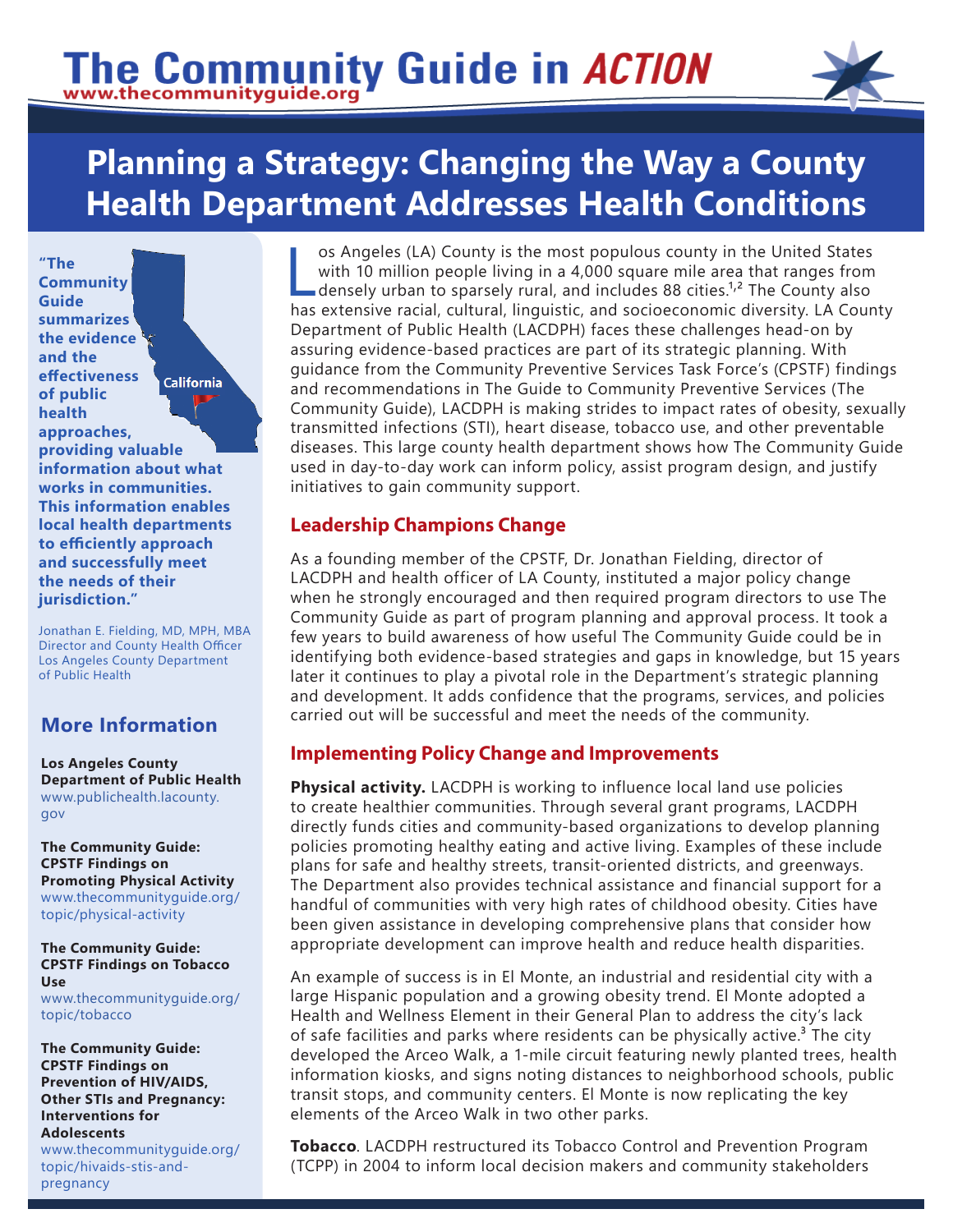# The Community Guide in *ACTION*

www.thecommunityguide.org

## Planning a Strategy: Changing the Way a County Health Department Addresses Health Conditions

**"The Community Guide summarizes the evidence and the effectiveness of public health approaches, providing valuable information about what works in communities. This information enables local health departments to efficiently approach and successfully meet the needs of their jurisdiction."**

Jonathan E. Fielding, MD, MPH, MBA
Director and County Health Officer
Los Angeles County Department of Public Health

### More Information

**Los Angeles County Department of Public Health**
www.publichealth.lacounty.gov

**The Community Guide: CPSTF Findings on Promoting Physical Activity**
www.thecommunityguide.org/topic/physical-activity

**The Community Guide: CPSTF Findings on Tobacco Use**
www.thecommunityguide.org/topic/tobacco

**The Community Guide: CPSTF Findings on Prevention of HIV/AIDS, Other STIs and Pregnancy: Interventions for Adolescents**
www.thecommunityguide.org/topic/hivaids-stis-and-pregnancy

Los Angeles (LA) County is the most populous county in the United States with 10 million people living in a 4,000 square mile area that ranges from densely urban to sparsely rural, and includes 88 cities.[1,2] The County also has extensive racial, cultural, linguistic, and socioeconomic diversity. LA County Department of Public Health (LACDPH) faces these challenges head-on by assuring evidence-based practices are part of its strategic planning. With guidance from the Community Preventive Services Task Force's (CPSTF) findings and recommendations in The Guide to Community Preventive Services (The Community Guide), LACDPH is making strides to impact rates of obesity, sexually transmitted infections (STI), heart disease, tobacco use, and other preventable diseases. This large county health department shows how The Community Guide used in day-to-day work can inform policy, assist program design, and justify initiatives to gain community support.

### Leadership Champions Change

As a founding member of the CPSTF, Dr. Jonathan Fielding, director of LACDPH and health officer of LA County, instituted a major policy change when he strongly encouraged and then required program directors to use The Community Guide as part of program planning and approval process. It took a few years to build awareness of how useful The Community Guide could be in identifying both evidence-based strategies and gaps in knowledge, but 15 years later it continues to play a pivotal role in the Department's strategic planning and development. It adds confidence that the programs, services, and policies carried out will be successful and meet the needs of the community.

### Implementing Policy Change and Improvements

**Physical activity.** LACDPH is working to influence local land use policies to create healthier communities. Through several grant programs, LACDPH directly funds cities and community-based organizations to develop planning policies promoting healthy eating and active living. Examples of these include plans for safe and healthy streets, transit-oriented districts, and greenways. The Department also provides technical assistance and financial support for a handful of communities with very high rates of childhood obesity. Cities have been given assistance in developing comprehensive plans that consider how appropriate development can improve health and reduce health disparities.

An example of success is in El Monte, an industrial and residential city with a large Hispanic population and a growing obesity trend. El Monte adopted a Health and Wellness Element in their General Plan to address the city's lack of safe facilities and parks where residents can be physically active.[3] The city developed the Arceo Walk, a 1-mile circuit featuring newly planted trees, health information kiosks, and signs noting distances to neighborhood schools, public transit stops, and community centers. El Monte is now replicating the key elements of the Arceo Walk in two other parks.

**Tobacco**. LACDPH restructured its Tobacco Control and Prevention Program (TCPP) in 2004 to inform local decision makers and community stakeholders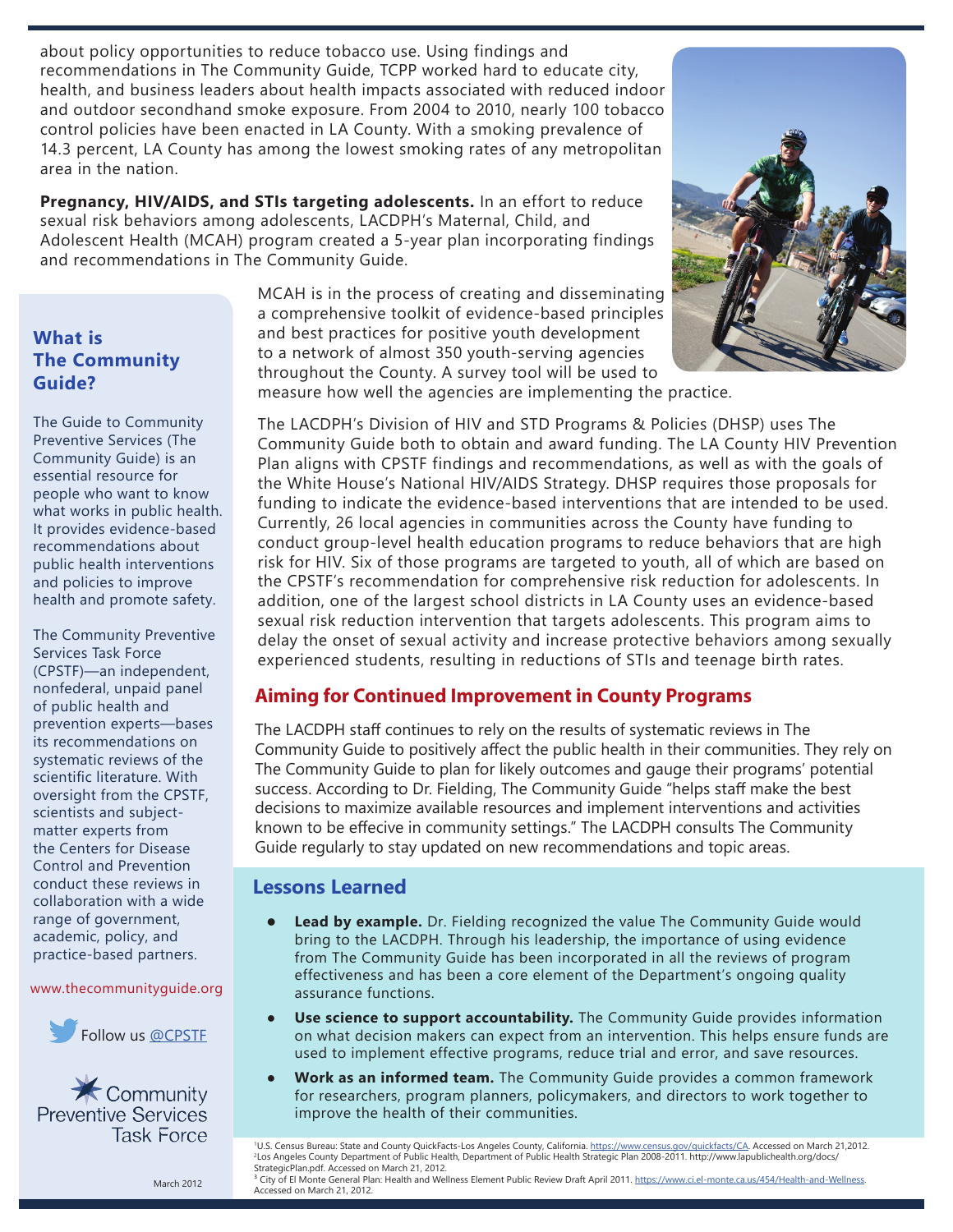about policy opportunities to reduce tobacco use. Using findings and recommendations in The Community Guide, TCPP worked hard to educate city, health, and business leaders about health impacts associated with reduced indoor and outdoor secondhand smoke exposure. From 2004 to 2010, nearly 100 tobacco control policies have been enacted in LA County. With a smoking prevalence of 14.3 percent, LA County has among the lowest smoking rates of any metropolitan area in the nation.

**Pregnancy, HIV/AIDS, and STIs targeting adolescents.** In an effort to reduce sexual risk behaviors among adolescents, LACDPH's Maternal, Child, and Adolescent Health (MCAH) program created a 5-year plan incorporating findings and recommendations in The Community Guide.

MCAH is in the process of creating and disseminating a comprehensive toolkit of evidence-based principles and best practices for positive youth development to a network of almost 350 youth-serving agencies throughout the County. A survey tool will be used to measure how well the agencies are implementing the practice.

The LACDPH's Division of HIV and STD Programs & Policies (DHSP) uses The Community Guide both to obtain and award funding. The LA County HIV Prevention Plan aligns with CPSTF findings and recommendations, as well as with the goals of the White House's National HIV/AIDS Strategy. DHSP requires those proposals for funding to indicate the evidence-based interventions that are intended to be used. Currently, 26 local agencies in communities across the County have funding to conduct group-level health education programs to reduce behaviors that are high risk for HIV. Six of those programs are targeted to youth, all of which are based on the CPSTF's recommendation for comprehensive risk reduction for adolescents. In addition, one of the largest school districts in LA County uses an evidence-based sexual risk reduction intervention that targets adolescents. This program aims to delay the onset of sexual activity and increase protective behaviors among sexually experienced students, resulting in reductions of STIs and teenage birth rates.

## Aiming for Continued Improvement in County Programs

The LACDPH staff continues to rely on the results of systematic reviews in The Community Guide to positively affect the public health in their communities. They rely on The Community Guide to plan for likely outcomes and gauge their programs' potential success. According to Dr. Fielding, The Community Guide "helps staff make the best decisions to maximize available resources and implement interventions and activities known to be effecive in community settings." The LACDPH consults The Community Guide regularly to stay updated on new recommendations and topic areas.

## Lessons Learned

- **Lead by example.** Dr. Fielding recognized the value The Community Guide would bring to the LACDPH. Through his leadership, the importance of using evidence from The Community Guide has been incorporated in all the reviews of program effectiveness and has been a core element of the Department's ongoing quality assurance functions.
- **Use science to support accountability.** The Community Guide provides information on what decision makers can expect from an intervention. This helps ensure funds are used to implement effective programs, reduce trial and error, and save resources.
- **Work as an informed team.** The Community Guide provides a common framework for researchers, program planners, policymakers, and directors to work together to improve the health of their communities.

## What is The Community Guide?

The Guide to Community Preventive Services (The Community Guide) is an essential resource for people who want to know what works in public health. It provides evidence-based recommendations about public health interventions and policies to improve health and promote safety.

The Community Preventive Services Task Force (CPSTF)—an independent, nonfederal, unpaid panel of public health and prevention experts—bases its recommendations on systematic reviews of the scientific literature. With oversight from the CPSTF, scientists and subject-matter experts from the Centers for Disease Control and Prevention conduct these reviews in collaboration with a wide range of government, academic, policy, and practice-based partners.

www.thecommunityguide.org

Follow us @CPSTF

Community Preventive Services Task Force

March 2012

[1]U.S. Census Bureau: State and County QuickFacts-Los Angeles County, California. https://www.census.gov/quickfacts/CA. Accessed on March 21,2012.
[2]Los Angeles County Department of Public Health, Department of Public Health Strategic Plan 2008-2011. http://www.lapublichealth.org/docs/StrategicPlan.pdf. Accessed on March 21, 2012.
[3] City of El Monte General Plan: Health and Wellness Element Public Review Draft April 2011. https://www.ci.el-monte.ca.us/454/Health-and-Wellness. Accessed on March 21, 2012.